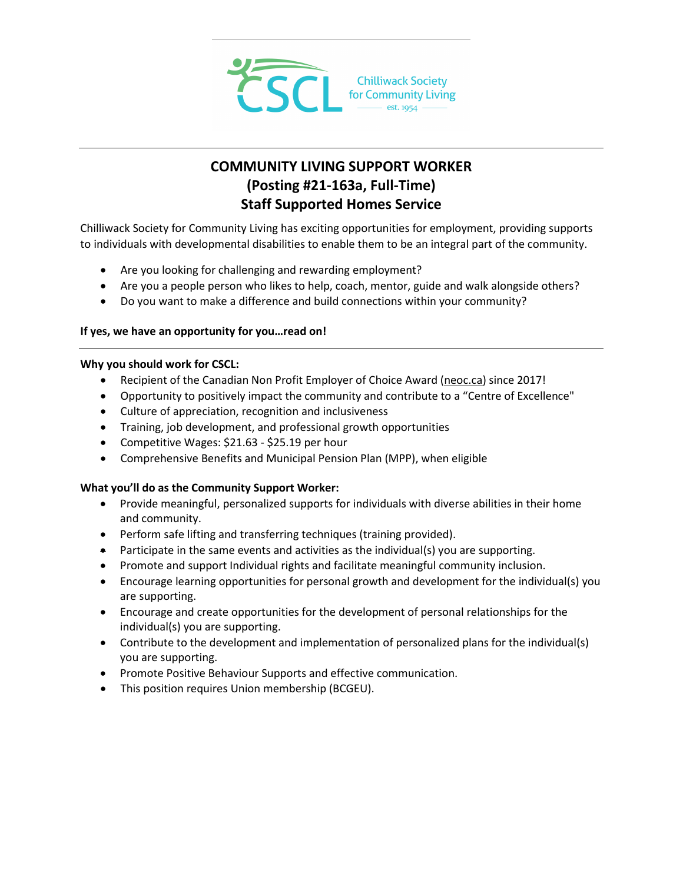Chilliwack Society for Community Living
est. 1954

# COMMUNITY LIVING SUPPORT WORKER
## (Posting #21-163a, Full-Time)
## Staff Supported Homes Service

Chilliwack Society for Community Living has exciting opportunities for employment, providing supports to individuals with developmental disabilities to enable them to be an integral part of the community.

- Are you looking for challenging and rewarding employment?
- Are you a people person who likes to help, coach, mentor, guide and walk alongside others?
- Do you want to make a difference and build connections within your community?

**If yes, we have an opportunity for you…read on!**

---

**Why you should work for CSCL:**

- Recipient of the Canadian Non Profit Employer of Choice Award (neoc.ca) since 2017!
- Opportunity to positively impact the community and contribute to a "Centre of Excellence"
- Culture of appreciation, recognition and inclusiveness
- Training, job development, and professional growth opportunities
- Competitive Wages: $21.63 - $25.19 per hour
- Comprehensive Benefits and Municipal Pension Plan (MPP), when eligible

**What you'll do as the Community Support Worker:**

- Provide meaningful, personalized supports for individuals with diverse abilities in their home and community.
- Perform safe lifting and transferring techniques (training provided).
- Participate in the same events and activities as the individual(s) you are supporting.
- Promote and support Individual rights and facilitate meaningful community inclusion.
- Encourage learning opportunities for personal growth and development for the individual(s) you are supporting.
- Encourage and create opportunities for the development of personal relationships for the individual(s) you are supporting.
- Contribute to the development and implementation of personalized plans for the individual(s) you are supporting.
- Promote Positive Behaviour Supports and effective communication.
- This position requires Union membership (BCGEU).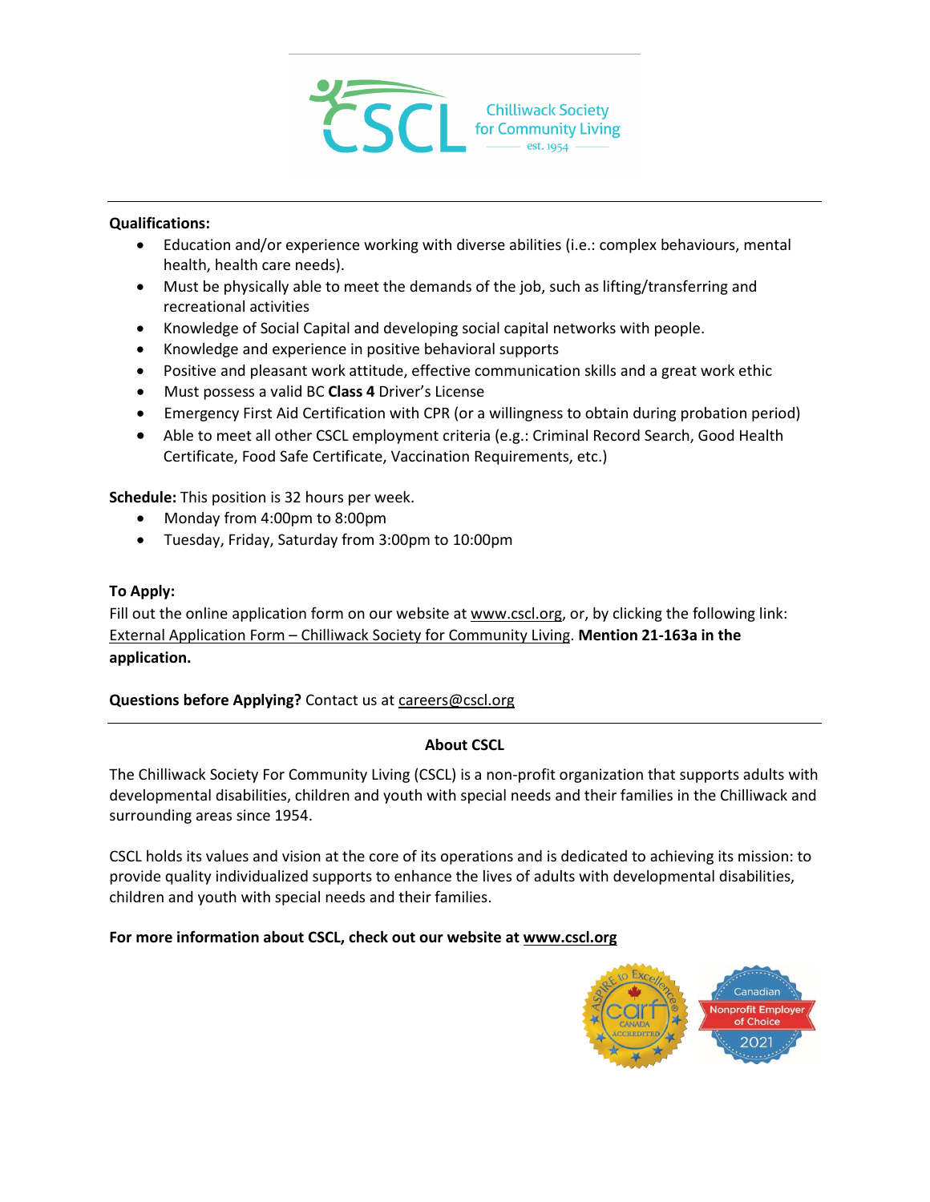**Qualifications:**

- Education and/or experience working with diverse abilities (i.e.: complex behaviours, mental health, health care needs).
- Must be physically able to meet the demands of the job, such as lifting/transferring and recreational activities
- Knowledge of Social Capital and developing social capital networks with people.
- Knowledge and experience in positive behavioral supports
- Positive and pleasant work attitude, effective communication skills and a great work ethic
- Must possess a valid BC **Class 4** Driver's License
- Emergency First Aid Certification with CPR (or a willingness to obtain during probation period)
- Able to meet all other CSCL employment criteria (e.g.: Criminal Record Search, Good Health Certificate, Food Safe Certificate, Vaccination Requirements, etc.)

**Schedule:** This position is 32 hours per week.

- Monday from 4:00pm to 8:00pm
- Tuesday, Friday, Saturday from 3:00pm to 10:00pm

**To Apply:**

Fill out the online application form on our website at www.cscl.org, or, by clicking the following link: External Application Form – Chilliwack Society for Community Living. **Mention 21-163a in the application.**

**Questions before Applying?** Contact us at careers@cscl.org

**About CSCL**

The Chilliwack Society For Community Living (CSCL) is a non-profit organization that supports adults with developmental disabilities, children and youth with special needs and their families in the Chilliwack and surrounding areas since 1954.

CSCL holds its values and vision at the core of its operations and is dedicated to achieving its mission: to provide quality individualized supports to enhance the lives of adults with developmental disabilities, children and youth with special needs and their families.

**For more information about CSCL, check out our website at www.cscl.org**